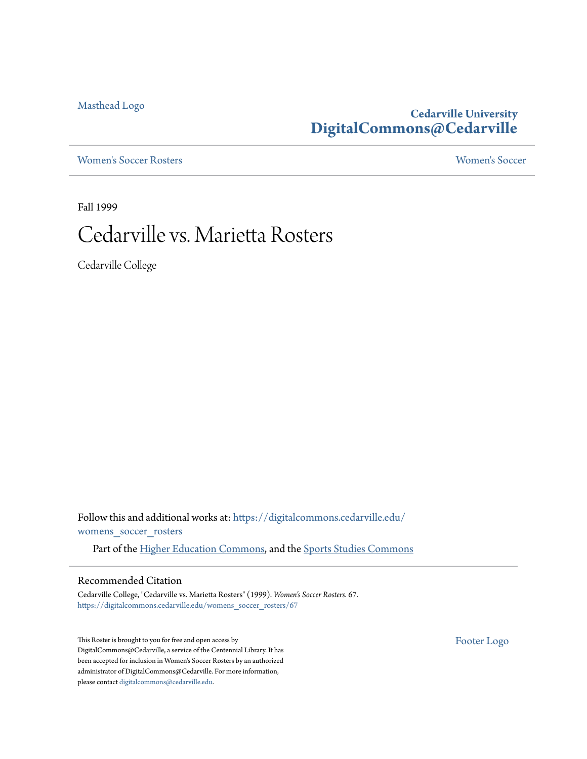Masthead Logo

Cedarville University
**DigitalCommons@Cedarville**

Women's Soccer Rosters

Women's Soccer

Fall 1999

# Cedarville vs. Marietta Rosters

Cedarville College

Follow this and additional works at: https://digitalcommons.cedarville.edu/womens_soccer_rosters

Part of the Higher Education Commons, and the Sports Studies Commons

## Recommended Citation

Cedarville College, "Cedarville vs. Marietta Rosters" (1999). *Women's Soccer Rosters*. 67.
https://digitalcommons.cedarville.edu/womens_soccer_rosters/67

This Roster is brought to you for free and open access by DigitalCommons@Cedarville, a service of the Centennial Library. It has been accepted for inclusion in Women's Soccer Rosters by an authorized administrator of DigitalCommons@Cedarville. For more information, please contact digitalcommons@cedarville.edu.

Footer Logo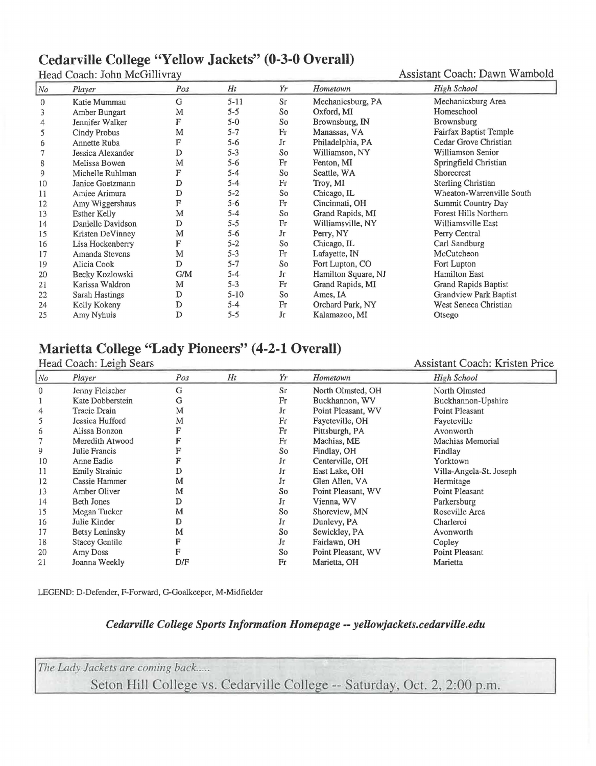## Cedarville College "Yellow Jackets" (0-3-0 Overall)

Head Coach: John McGillivray | Assistant Coach: Dawn Wambold

| No | Player | Pos | Ht | Yr | Hometown | High School |
|---|---|---|---|---|---|---|
| 0 | Katie Mummau | G | 5-11 | Sr | Mechanicsburg, PA | Mechanicsburg Area |
| 3 | Amber Bungart | M | 5-5 | So | Oxford, MI | Homeschool |
| 4 | Jennifer Walker | F | 5-0 | So | Brownsburg, IN | Brownsburg |
| 5 | Cindy Probus | M | 5-7 | Fr | Manassas, VA | Fairfax Baptist Temple |
| 6 | Annette Ruba | F | 5-6 | Jr | Philadelphia, PA | Cedar Grove Christian |
| 7 | Jessica Alexander | D | 5-3 | So | Williamson, NY | Williamson Senior |
| 8 | Melissa Bowen | M | 5-6 | Fr | Fenton, MI | Springfield Christian |
| 9 | Michelle Ruhlman | F | 5-4 | So | Seattle, WA | Shorecrest |
| 10 | Janice Goetzmann | D | 5-4 | Fr | Troy, MI | Sterling Christian |
| 11 | Amiee Arimura | D | 5-2 | So | Chicago, IL | Wheaton-Warrenville South |
| 12 | Amy Wiggershaus | F | 5-6 | Fr | Cincinnati, OH | Summit Country Day |
| 13 | Esther Kelly | M | 5-4 | So | Grand Rapids, MI | Forest Hills Northern |
| 14 | Danielle Davidson | D | 5-5 | Fr | Williamsville, NY | Williamsville East |
| 15 | Kristen DeVinney | M | 5-6 | Jr | Perry, NY | Perry Central |
| 16 | Lisa Hockenberry | F | 5-2 | So | Chicago, IL | Carl Sandburg |
| 17 | Amanda Stevens | M | 5-3 | Fr | Lafayette, IN | McCutcheon |
| 19 | Alicia Cook | D | 5-7 | So | Fort Lupton, CO | Fort Lupton |
| 20 | Becky Kozlowski | G/M | 5-4 | Jr | Hamilton Square, NJ | Hamilton East |
| 21 | Karissa Waldron | M | 5-3 | Fr | Grand Rapids, MI | Grand Rapids Baptist |
| 22 | Sarah Hastings | D | 5-10 | So | Ames, IA | Grandview Park Baptist |
| 24 | Kelly Kokeny | D | 5-4 | Fr | Orchard Park, NY | West Seneca Christian |
| 25 | Amy Nyhuis | D | 5-5 | Jr | Kalamazoo, MI | Otsego |

## Marietta College "Lady Pioneers" (4-2-1 Overall)

Head Coach: Leigh Sears | Assistant Coach: Kristen Price

| No | Player | Pos | Ht | Yr | Hometown | High School |
|---|---|---|---|---|---|---|
| 0 | Jenny Fleischer | G | | Sr | North Olmsted, OH | North Olmsted |
| 1 | Kate Dobberstein | G | | Fr | Buckhannon, WV | Buckhannon-Upshire |
| 4 | Tracie Drain | M | | Jr | Point Pleasant, WV | Point Pleasant |
| 5 | Jessica Hufford | M | | Fr | Fayeteville, OH | Fayeteville |
| 6 | Alissa Bonzon | F | | Fr | Pittsburgh, PA | Avonworth |
| 7 | Meredith Atwood | F | | Fr | Machias, ME | Machias Memorial |
| 9 | Julie Francis | F | | So | Findlay, OH | Findlay |
| 10 | Anne Eadie | F | | Jr | Centerville, OH | Yorktown |
| 11 | Emily Strainic | D | | Jr | East Lake, OH | Villa-Angela-St. Joseph |
| 12 | Cassie Hammer | M | | Jr | Glen Allen, VA | Hermitage |
| 13 | Amber Oliver | M | | So | Point Pleasant, WV | Point Pleasant |
| 14 | Beth Jones | D | | Jr | Vienna, WV | Parkersburg |
| 15 | Megan Tucker | M | | So | Shoreview, MN | Roseville Area |
| 16 | Julie Kinder | D | | Jr | Dunlevy, PA | Charleroi |
| 17 | Betsy Leninsky | M | | So | Sewickley, PA | Avonworth |
| 18 | Stacey Gentile | F | | Jr | Fairlawn, OH | Copley |
| 20 | Amy Doss | F | | So | Point Pleasant, WV | Point Pleasant |
| 21 | Joanna Weekly | D/F | | Fr | Marietta, OH | Marietta |

LEGEND: D-Defender, F-Forward, G-Goalkeeper, M-Midfielder

***Cedarville College Sports Information Homepage -- yellowjackets.cedarville.edu***

*The Lady Jackets are coming back.....*

Seton Hill College vs. Cedarville College -- Saturday, Oct. 2, 2:00 p.m.